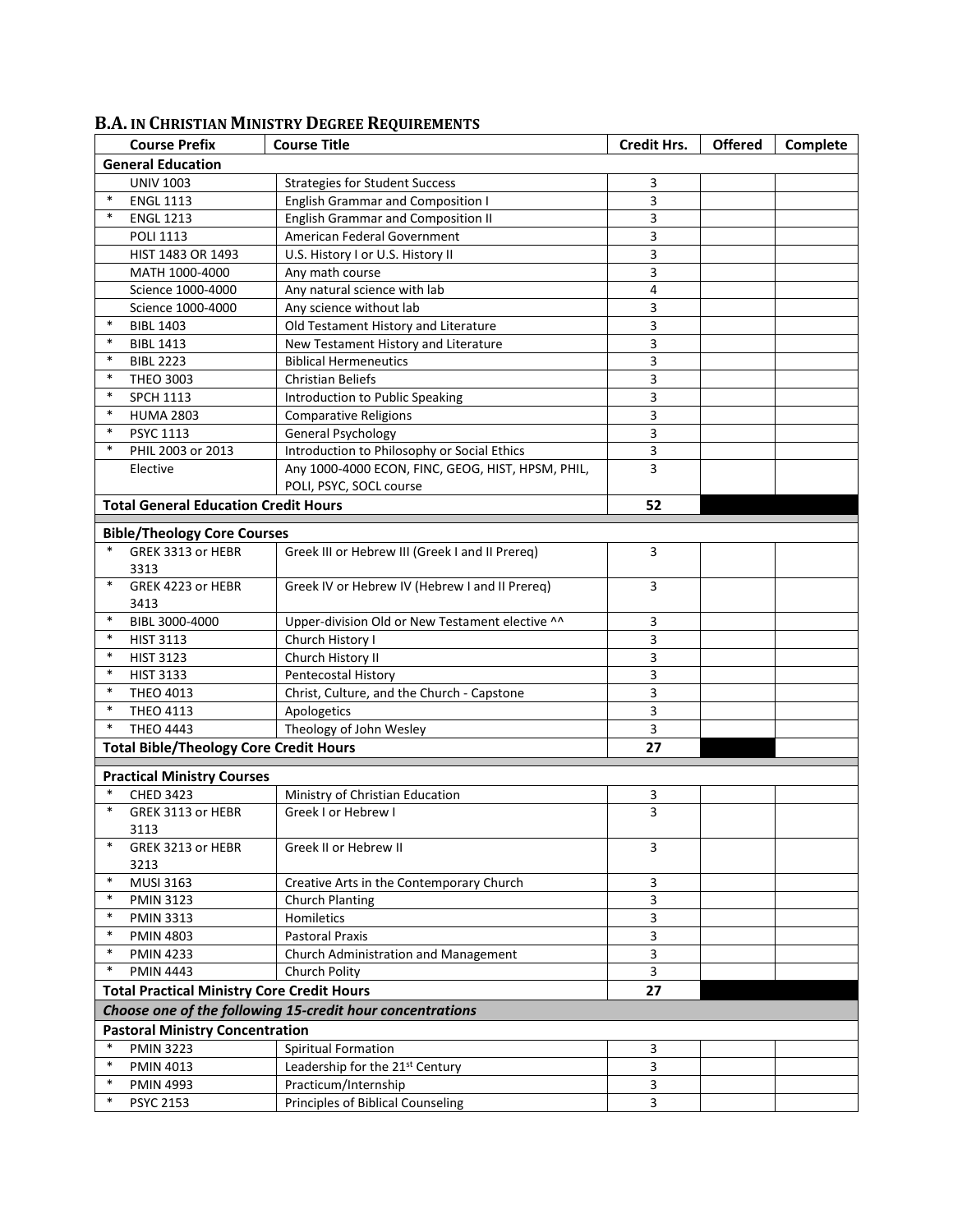## B.A. IN CHRISTIAN MINISTRY DEGREE REQUIREMENTS

| | Course Prefix | Course Title | Credit Hrs. | Offered | Complete |
|---|---|---|---|---|---|
| **General Education** | | | | | |
| | UNIV 1003 | Strategies for Student Success | 3 | | |
| * | ENGL 1113 | English Grammar and Composition I | 3 | | |
| * | ENGL 1213 | English Grammar and Composition II | 3 | | |
| | POLI 1113 | American Federal Government | 3 | | |
| | HIST 1483 OR 1493 | U.S. History I or U.S. History II | 3 | | |
| | MATH 1000-4000 | Any math course | 3 | | |
| | Science 1000-4000 | Any natural science with lab | 4 | | |
| | Science 1000-4000 | Any science without lab | 3 | | |
| * | BIBL 1403 | Old Testament History and Literature | 3 | | |
| * | BIBL 1413 | New Testament History and Literature | 3 | | |
| * | BIBL 2223 | Biblical Hermeneutics | 3 | | |
| * | THEO 3003 | Christian Beliefs | 3 | | |
| * | SPCH 1113 | Introduction to Public Speaking | 3 | | |
| * | HUMA 2803 | Comparative Religions | 3 | | |
| * | PSYC 1113 | General Psychology | 3 | | |
| * | PHIL 2003 or 2013 | Introduction to Philosophy or Social Ethics | 3 | | |
| | Elective | Any 1000-4000 ECON, FINC, GEOG, HIST, HPSM, PHIL, POLI, PSYC, SOCL course | 3 | | |
| **Total General Education Credit Hours** | | | **52** | | |
| **Bible/Theology Core Courses** | | | | | |
| * | GREK 3313 or HEBR 3313 | Greek III or Hebrew III (Greek I and II Prereq) | 3 | | |
| * | GREK 4223 or HEBR 3413 | Greek IV or Hebrew IV (Hebrew I and II Prereq) | 3 | | |
| * | BIBL 3000-4000 | Upper-division Old or New Testament elective ^^ | 3 | | |
| * | HIST 3113 | Church History I | 3 | | |
| * | HIST 3123 | Church History II | 3 | | |
| * | HIST 3133 | Pentecostal History | 3 | | |
| * | THEO 4013 | Christ, Culture, and the Church - Capstone | 3 | | |
| * | THEO 4113 | Apologetics | 3 | | |
| * | THEO 4443 | Theology of John Wesley | 3 | | |
| **Total Bible/Theology Core Credit Hours** | | | **27** | | |
| **Practical Ministry Courses** | | | | | |
| * | CHED 3423 | Ministry of Christian Education | 3 | | |
| * | GREK 3113 or HEBR 3113 | Greek I or Hebrew I | 3 | | |
| * | GREK 3213 or HEBR 3213 | Greek II or Hebrew II | 3 | | |
| * | MUSI 3163 | Creative Arts in the Contemporary Church | 3 | | |
| * | PMIN 3123 | Church Planting | 3 | | |
| * | PMIN 3313 | Homiletics | 3 | | |
| * | PMIN 4803 | Pastoral Praxis | 3 | | |
| * | PMIN 4233 | Church Administration and Management | 3 | | |
| * | PMIN 4443 | Church Polity | 3 | | |
| **Total Practical Ministry Core Credit Hours** | | | **27** | | |
| ***Choose one of the following 15-credit hour concentrations*** | | | | | |
| **Pastoral Ministry Concentration** | | | | | |
| * | PMIN 3223 | Spiritual Formation | 3 | | |
| * | PMIN 4013 | Leadership for the 21st Century | 3 | | |
| * | PMIN 4993 | Practicum/Internship | 3 | | |
| * | PSYC 2153 | Principles of Biblical Counseling | 3 | | |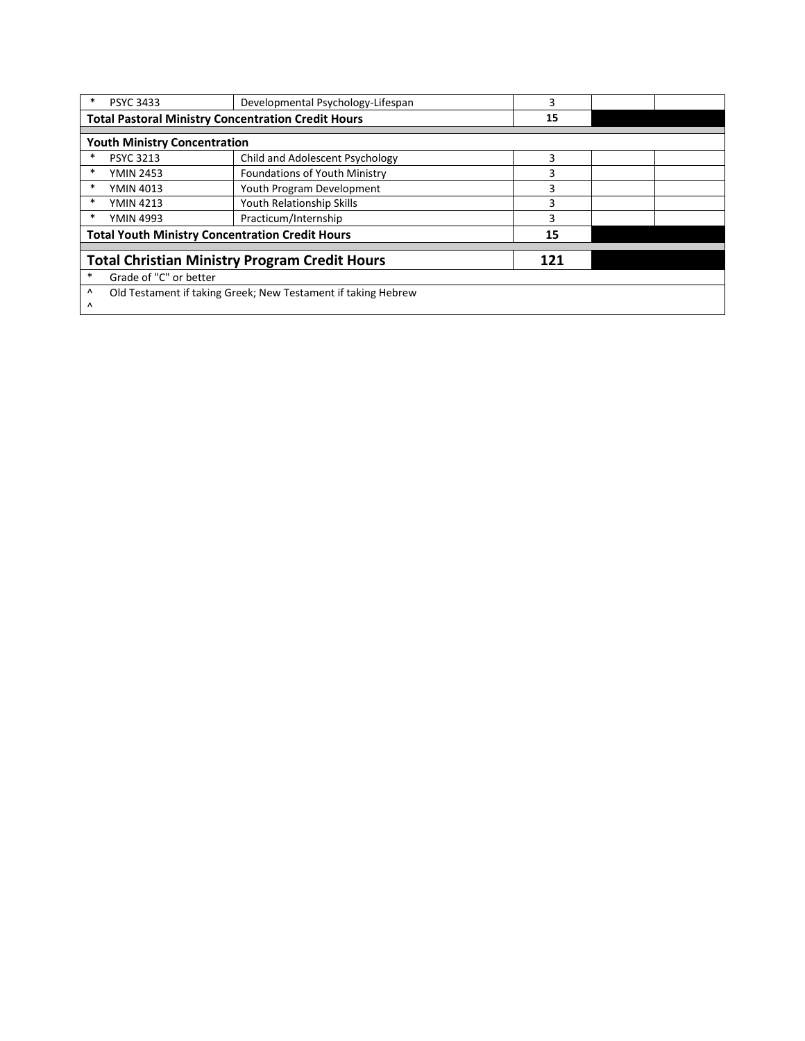| | | | | | |
|---|---|---|---|---|---|
| * | PSYC 3433 | Developmental Psychology-Lifespan | 3 | | |
| **Total Pastoral Ministry Concentration Credit Hours** | | | **15** | | |
| | | | | | |
| **Youth Ministry Concentration** | | | | | |
| * | PSYC 3213 | Child and Adolescent Psychology | 3 | | |
| * | YMIN 2453 | Foundations of Youth Ministry | 3 | | |
| * | YMIN 4013 | Youth Program Development | 3 | | |
| * | YMIN 4213 | Youth Relationship Skills | 3 | | |
| * | YMIN 4993 | Practicum/Internship | 3 | | |
| **Total Youth Ministry Concentration Credit Hours** | | | **15** | | |
| | | | | | |
| **Total Christian Ministry Program Credit Hours** | | | **121** | | |
| * | Grade of "C" or better | | | | |
| ^ | Old Testament if taking Greek; New Testament if taking Hebrew | | | | |
| ^ | | | | | |